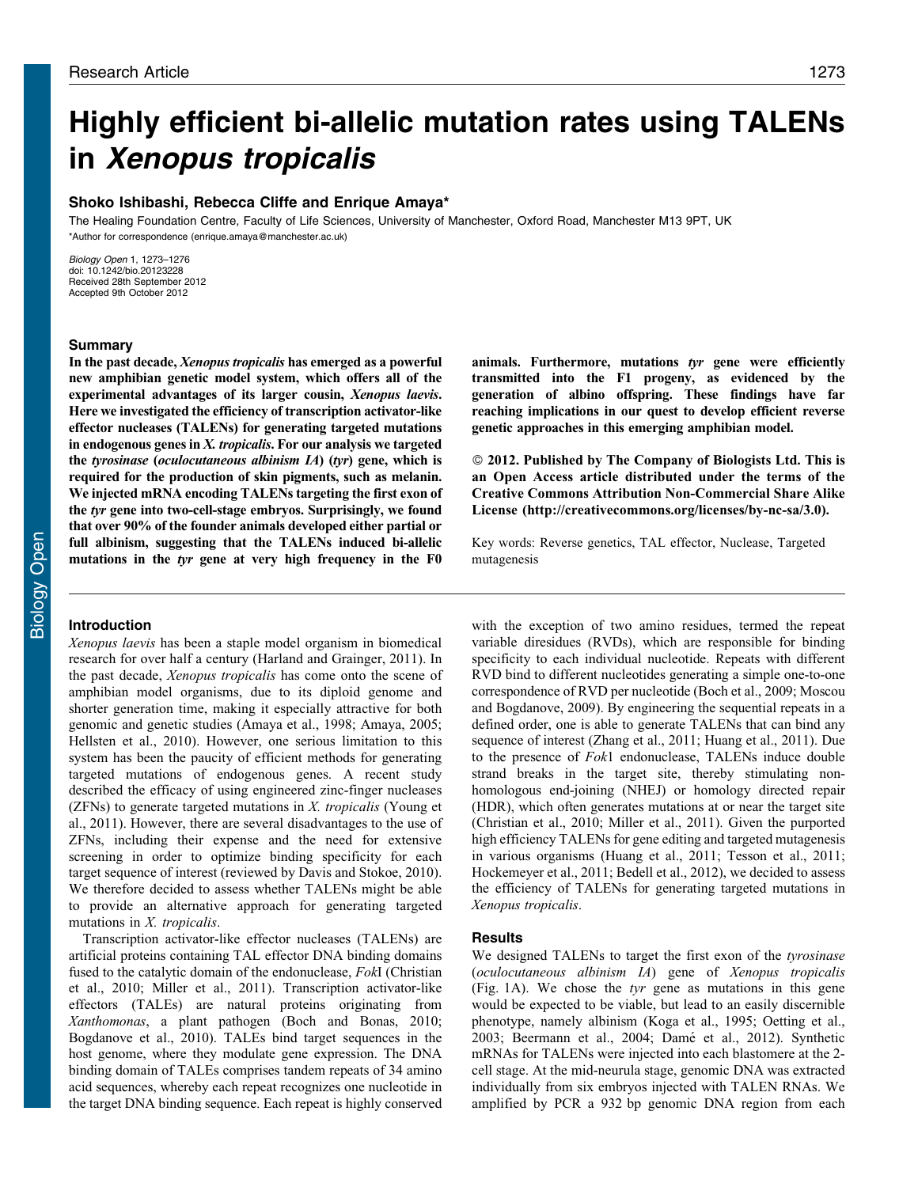Research Article

# Highly efficient bi-allelic mutation rates using TALENs in *Xenopus tropicalis*

### Shoko Ishibashi, Rebecca Cliffe and Enrique Amaya*

The Healing Foundation Centre, Faculty of Life Sciences, University of Manchester, Oxford Road, Manchester M13 9PT, UK
*Author for correspondence (enrique.amaya@manchester.ac.uk)

*Biology Open* 1, 1273–1276
doi: 10.1242/bio.20123228
Received 28th September 2012
Accepted 9th October 2012

## Summary

**In the past decade, *Xenopus tropicalis* has emerged as a powerful new amphibian genetic model system, which offers all of the experimental advantages of its larger cousin, *Xenopus laevis*. Here we investigated the efficiency of transcription activator-like effector nucleases (TALENs) for generating targeted mutations in endogenous genes in *X. tropicalis*. For our analysis we targeted the *tyrosinase* (*oculocutaneous albinism IA*) (*tyr*) gene, which is required for the production of skin pigments, such as melanin. We injected mRNA encoding TALENs targeting the first exon of the *tyr* gene into two-cell-stage embryos. Surprisingly, we found that over 90% of the founder animals developed either partial or full albinism, suggesting that the TALENs induced bi-allelic mutations in the *tyr* gene at very high frequency in the F0 animals. Furthermore, mutations *tyr* gene were efficiently transmitted into the F1 progeny, as evidenced by the generation of albino offspring. These findings have far reaching implications in our quest to develop efficient reverse genetic approaches in this emerging amphibian model.**

**© 2012. Published by The Company of Biologists Ltd. This is an Open Access article distributed under the terms of the Creative Commons Attribution Non-Commercial Share Alike License (http://creativecommons.org/licenses/by-nc-sa/3.0).**

Key words: Reverse genetics, TAL effector, Nuclease, Targeted mutagenesis

## Introduction

*Xenopus laevis* has been a staple model organism in biomedical research for over half a century (Harland and Grainger, 2011). In the past decade, *Xenopus tropicalis* has come onto the scene of amphibian model organisms, due to its diploid genome and shorter generation time, making it especially attractive for both genomic and genetic studies (Amaya et al., 1998; Amaya, 2005; Hellsten et al., 2010). However, one serious limitation to this system has been the paucity of efficient methods for generating targeted mutations of endogenous genes. A recent study described the efficacy of using engineered zinc-finger nucleases (ZFNs) to generate targeted mutations in *X. tropicalis* (Young et al., 2011). However, there are several disadvantages to the use of ZFNs, including their expense and the need for extensive screening in order to optimize binding specificity for each target sequence of interest (reviewed by Davis and Stokoe, 2010). We therefore decided to assess whether TALENs might be able to provide an alternative approach for generating targeted mutations in *X. tropicalis*.

Transcription activator-like effector nucleases (TALENs) are artificial proteins containing TAL effector DNA binding domains fused to the catalytic domain of the endonuclease, *Fok*I (Christian et al., 2010; Miller et al., 2011). Transcription activator-like effectors (TALEs) are natural proteins originating from *Xanthomonas*, a plant pathogen (Boch and Bonas, 2010; Bogdanove et al., 2010). TALEs bind target sequences in the host genome, where they modulate gene expression. The DNA binding domain of TALEs comprises tandem repeats of 34 amino acid sequences, whereby each repeat recognizes one nucleotide in the target DNA binding sequence. Each repeat is highly conserved with the exception of two amino residues, termed the repeat variable diresidues (RVDs), which are responsible for binding specificity to each individual nucleotide. Repeats with different RVD bind to different nucleotides generating a simple one-to-one correspondence of RVD per nucleotide (Boch et al., 2009; Moscou and Bogdanove, 2009). By engineering the sequential repeats in a defined order, one is able to generate TALENs that can bind any sequence of interest (Zhang et al., 2011; Huang et al., 2011). Due to the presence of *Fok*1 endonuclease, TALENs induce double strand breaks in the target site, thereby stimulating non-homologous end-joining (NHEJ) or homology directed repair (HDR), which often generates mutations at or near the target site (Christian et al., 2010; Miller et al., 2011). Given the purported high efficiency TALENs for gene editing and targeted mutagenesis in various organisms (Huang et al., 2011; Tesson et al., 2011; Hockemeyer et al., 2011; Bedell et al., 2012), we decided to assess the efficiency of TALENs for generating targeted mutations in *Xenopus tropicalis*.

## Results

We designed TALENs to target the first exon of the *tyrosinase* (*oculocutaneous albinism IA*) gene of *Xenopus tropicalis* (Fig. 1A). We chose the *tyr* gene as mutations in this gene would be expected to be viable, but lead to an easily discernible phenotype, namely albinism (Koga et al., 1995; Oetting et al., 2003; Beermann et al., 2004; Damé et al., 2012). Synthetic mRNAs for TALENs were injected into each blastomere at the 2-cell stage. At the mid-neurula stage, genomic DNA was extracted individually from six embryos injected with TALEN RNAs. We amplified by PCR a 932 bp genomic DNA region from each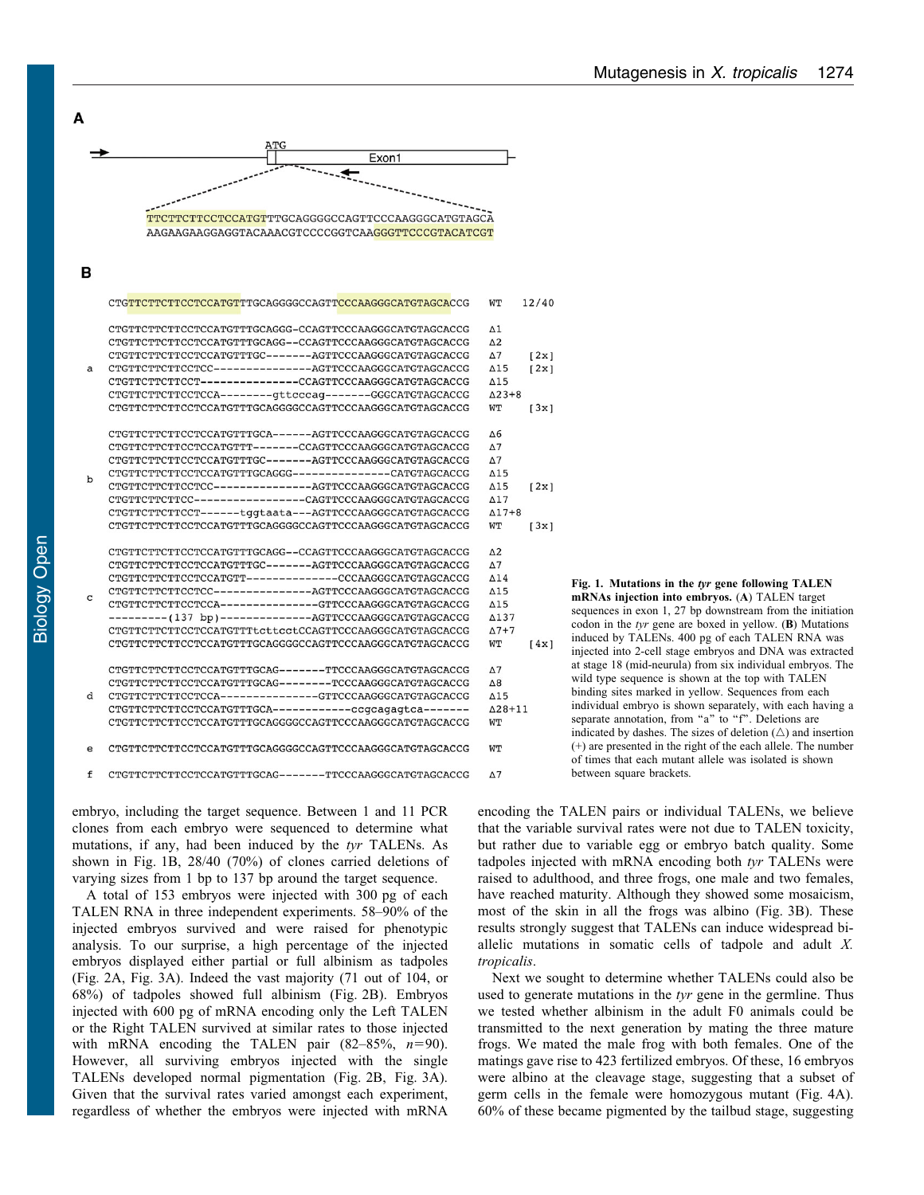**A**

```
                    ATG
  →  ───────────────┬────────────────────┐
                    │       Exon1        ├──
                    └────────────────────┘
                              ←

TTCTTCTTCCTCCATGTTTGCAGGGGCCAGTTCCCAAGGGCATGTAGCA
AAGAAGAAGGAGGTACAAACGTCCCCGGTCAAGGGTTCCCGTACATCGT
```

**B**

```
   CTGTTCTTCTTCCTCCATGTTTGCAGGGGCCAGTTCCCAAGGGCATGTAGCACCG   WT     12/40

   CTGTTCTTCTTCCTCCATGTTTGCAGGG-CCAGTTCCCAAGGGCATGTAGCACCG   Δ1
   CTGTTCTTCTTCCTCCATGTTTGCAGG--CCAGTTCCCAAGGGCATGTAGCACCG   Δ2
   CTGTTCTTCTTCCTCCATGTTTGC-------AGTTCCCAAGGGCATGTAGCACCG   Δ7    [2x]
a  CTGTTCTTCTTCCTCC---------------AGTTCCCAAGGGCATGTAGCACCG   Δ15   [2x]
   CTGTTCTTCTTCCT---------------CCAGTTCCCAAGGGCATGTAGCACCG   Δ15
   CTGTTCTTCTTCCTCCA--------gttcccag-------GGCATGTAGCACCG    Δ23+8
   CTGTTCTTCTTCCTCCATGTTTGCAGGGGCCAGTTCCCAAGGGCATGTAGCACCG   WT    [3x]

   CTGTTCTTCTTCCTCCATGTTTGCA------AGTTCCCAAGGGCATGTAGCACCG   Δ6
   CTGTTCTTCTTCCTCCATGTTT-------CCAGTTCCCAAGGGCATGTAGCACCG   Δ7
   CTGTTCTTCTTCCTCCATGTTTGC-------AGTTCCCAAGGGCATGTAGCACCG   Δ7
b  CTGTTCTTCTTCCTCCATGTTTGCAGGG---------------CATGTAGCACCG   Δ15
   CTGTTCTTCTTCCTCC---------------AGTTCCCAAGGGCATGTAGCACCG   Δ15   [2x]
   CTGTTCTTCTTCC-----------------CAGTTCCCAAGGGCATGTAGCACCG   Δ17
   CTGTTCTTCTTCCT------tggtaata---AGTTCCCAAGGGCATGTAGCACCG   Δ17+8
   CTGTTCTTCTTCCTCCATGTTTGCAGGGGCCAGTTCCCAAGGGCATGTAGCACCG   WT    [3x]

   CTGTTCTTCTTCCTCCATGTTTGCAGG--CCAGTTCCCAAGGGCATGTAGCACCG   Δ2
   CTGTTCTTCTTCCTCCATGTTTGC-------AGTTCCCAAGGGCATGTAGCACCG   Δ7
   CTGTTCTTCTTCCTCCATGTT--------------CCCAAGGGCATGTAGCACCG   Δ14
c  CTGTTCTTCTTCCTCC---------------AGTTCCCAAGGGCATGTAGCACCG   Δ15
   CTGTTCTTCTTCCTCCA---------------GTTCCCAAGGGCATGTAGCACCG   Δ15
   ---------(137 bp)--------------AGTTCCCAAGGGCATGTAGCACCG   Δ137
   CTGTTCTTCTTCCTCCATGTTTtcttcctCCAGTTCCCAAGGGCATGTAGCACCG   Δ7+7
   CTGTTCTTCTTCCTCCATGTTTGCAGGGGCCAGTTCCCAAGGGCATGTAGCACCG   WT    [4x]

   CTGTTCTTCTTCCTCCATGTTTGCAG-------TTCCCAAGGGCATGTAGCACCG   Δ7
   CTGTTCTTCTTCCTCCATGTTTGCAG--------TCCCAAGGGCATGTAGCACCG   Δ8
d  CTGTTCTTCTTCCTCCA---------------GTTCCCAAGGGCATGTAGCACCG   Δ15
   CTGTTCTTCTTCCTCCATGTTTGCA------------ccgcagagtca-------   Δ28+11
   CTGTTCTTCTTCCTCCATGTTTGCAGGGGCCAGTTCCCAAGGGCATGTAGCACCG   WT

e  CTGTTCTTCTTCCTCCATGTTTGCAGGGGCCAGTTCCCAAGGGCATGTAGCACCG   WT

f  CTGTTCTTCTTCCTCCATGTTTGCAG-------TTCCCAAGGGCATGTAGCACCG   Δ7
```

**Fig. 1. Mutations in the *tyr* gene following TALEN mRNAs injection into embryos.** (**A**) TALEN target sequences in exon 1, 27 bp downstream from the initiation codon in the *tyr* gene are boxed in yellow. (**B**) Mutations induced by TALENs. 400 pg of each TALEN RNA was injected into 2-cell stage embryos and DNA was extracted at stage 18 (mid-neurula) from six individual embryos. The wild type sequence is shown at the top with TALEN binding sites marked in yellow. Sequences from each individual embryo is shown separately, with each having a separate annotation, from "a" to "f". Deletions are indicated by dashes. The sizes of deletion (△) and insertion (+) are presented in the right of the each allele. The number of times that each mutant allele was isolated is shown between square brackets.

embryo, including the target sequence. Between 1 and 11 PCR clones from each embryo were sequenced to determine what mutations, if any, had been induced by the *tyr* TALENs. As shown in Fig. 1B, 28/40 (70%) of clones carried deletions of varying sizes from 1 bp to 137 bp around the target sequence.

A total of 153 embryos were injected with 300 pg of each TALEN RNA in three independent experiments. 58–90% of the injected embryos survived and were raised for phenotypic analysis. To our surprise, a high percentage of the injected embryos displayed either partial or full albinism as tadpoles (Fig. 2A, Fig. 3A). Indeed the vast majority (71 out of 104, or 68%) of tadpoles showed full albinism (Fig. 2B). Embryos injected with 600 pg of mRNA encoding only the Left TALEN or the Right TALEN survived at similar rates to those injected with mRNA encoding the TALEN pair (82–85%, $n$=90). However, all surviving embryos injected with the single TALENs developed normal pigmentation (Fig. 2B, Fig. 3A). Given that the survival rates varied amongst each experiment, regardless of whether the embryos were injected with mRNA encoding the TALEN pairs or individual TALENs, we believe that the variable survival rates were not due to TALEN toxicity, but rather due to variable egg or embryo batch quality. Some tadpoles injected with mRNA encoding both *tyr* TALENs were raised to adulthood, and three frogs, one male and two females, have reached maturity. Although they showed some mosaicism, most of the skin in all the frogs was albino (Fig. 3B). These results strongly suggest that TALENs can induce widespread bi-allelic mutations in somatic cells of tadpole and adult *X. tropicalis*.

Next we sought to determine whether TALENs could also be used to generate mutations in the *tyr* gene in the germline. Thus we tested whether albinism in the adult F0 animals could be transmitted to the next generation by mating the three mature frogs. We mated the male frog with both females. One of the matings gave rise to 423 fertilized embryos. Of these, 16 embryos were albino at the cleavage stage, suggesting that a subset of germ cells in the female were homozygous mutant (Fig. 4A). 60% of these became pigmented by the tailbud stage, suggesting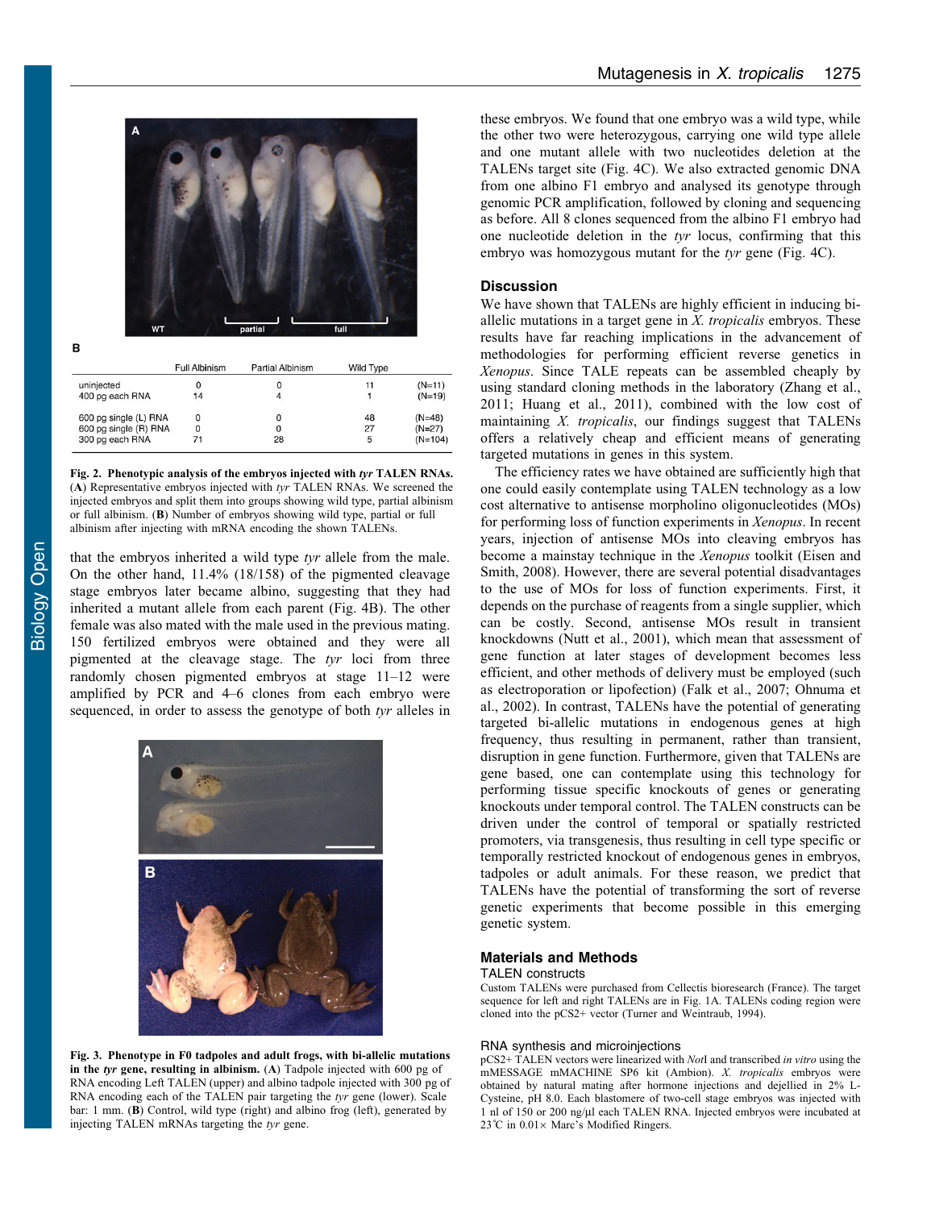A

WT partial full

B

| | Full Albinism | Partial Albinism | Wild Type | |
|---|---|---|---|---|
| uninjected | 0 | 0 | 11 | (N=11) |
| 400 pg each RNA | 14 | 4 | 1 | (N=19) |
| 600 pg single (L) RNA | 0 | 0 | 48 | (N=48) |
| 600 pg single (R) RNA | 0 | 0 | 27 | (N=27) |
| 300 pg each RNA | 71 | 28 | 5 | (N=104) |

**Fig. 2. Phenotypic analysis of the embryos injected with *tyr* TALEN RNAs.** (**A**) Representative embryos injected with *tyr* TALEN RNAs. We screened the injected embryos and split them into groups showing wild type, partial albinism or full albinism. (**B**) Number of embryos showing wild type, partial or full albinism after injecting with mRNA encoding the shown TALENs.

that the embryos inherited a wild type *tyr* allele from the male. On the other hand, 11.4% (18/158) of the pigmented cleavage stage embryos later became albino, suggesting that they had inherited a mutant allele from each parent (Fig. 4B). The other female was also mated with the male used in the previous mating. 150 fertilized embryos were obtained and they were all pigmented at the cleavage stage. The *tyr* loci from three randomly chosen pigmented embryos at stage 11–12 were amplified by PCR and 4–6 clones from each embryo were sequenced, in order to assess the genotype of both *tyr* alleles in

A

B

**Fig. 3. Phenotype in F0 tadpoles and adult frogs, with bi-allelic mutations in the *tyr* gene, resulting in albinism.** (**A**) Tadpole injected with 600 pg of RNA encoding Left TALEN (upper) and albino tadpole injected with 300 pg of RNA encoding each of the TALEN pair targeting the *tyr* gene (lower). Scale bar: 1 mm. (**B**) Control, wild type (right) and albino frog (left), generated by injecting TALEN mRNAs targeting the *tyr* gene.

these embryos. We found that one embryo was a wild type, while the other two were heterozygous, carrying one wild type allele and one mutant allele with two nucleotides deletion at the TALENs target site (Fig. 4C). We also extracted genomic DNA from one albino F1 embryo and analysed its genotype through genomic PCR amplification, followed by cloning and sequencing as before. All 8 clones sequenced from the albino F1 embryo had one nucleotide deletion in the *tyr* locus, confirming that this embryo was homozygous mutant for the *tyr* gene (Fig. 4C).

## Discussion

We have shown that TALENs are highly efficient in inducing bi-allelic mutations in a target gene in *X. tropicalis* embryos. These results have far reaching implications in the advancement of methodologies for performing efficient reverse genetics in *Xenopus*. Since TALE repeats can be assembled cheaply by using standard cloning methods in the laboratory (Zhang et al., 2011; Huang et al., 2011), combined with the low cost of maintaining *X. tropicalis*, our findings suggest that TALENs offers a relatively cheap and efficient means of generating targeted mutations in genes in this system.

The efficiency rates we have obtained are sufficiently high that one could easily contemplate using TALEN technology as a low cost alternative to antisense morpholino oligonucleotides (MOs) for performing loss of function experiments in *Xenopus*. In recent years, injection of antisense MOs into cleaving embryos has become a mainstay technique in the *Xenopus* toolkit (Eisen and Smith, 2008). However, there are several potential disadvantages to the use of MOs for loss of function experiments. First, it depends on the purchase of reagents from a single supplier, which can be costly. Second, antisense MOs result in transient knockdowns (Nutt et al., 2001), which mean that assessment of gene function at later stages of development becomes less efficient, and other methods of delivery must be employed (such as electroporation or lipofection) (Falk et al., 2007; Ohnuma et al., 2002). In contrast, TALENs have the potential of generating targeted bi-allelic mutations in endogenous genes at high frequency, thus resulting in permanent, rather than transient, disruption in gene function. Furthermore, given that TALENs are gene based, one can contemplate using this technology for performing tissue specific knockouts of genes or generating knockouts under temporal control. The TALEN constructs can be driven under the control of temporal or spatially restricted promoters, via transgenesis, thus resulting in cell type specific or temporally restricted knockout of endogenous genes in embryos, tadpoles or adult animals. For these reason, we predict that TALENs have the potential of transforming the sort of reverse genetic experiments that become possible in this emerging genetic system.

## Materials and Methods

### TALEN constructs

Custom TALENs were purchased from Cellectis bioresearch (France). The target sequence for left and right TALENs are in Fig. 1A. TALENs coding region were cloned into the pCS2+ vector (Turner and Weintraub, 1994).

### RNA synthesis and microinjections

pCS2+ TALEN vectors were linearized with *Not*I and transcribed *in vitro* using the mMESSAGE mMACHINE SP6 kit (Ambion). *X. tropicalis* embryos were obtained by natural mating after hormone injections and dejellied in 2% L-Cysteine, pH 8.0. Each blastomere of two-cell stage embryos was injected with 1 nl of 150 or 200 ng/μl each TALEN RNA. Injected embryos were incubated at 23˚C in 0.01× Marc's Modified Ringers.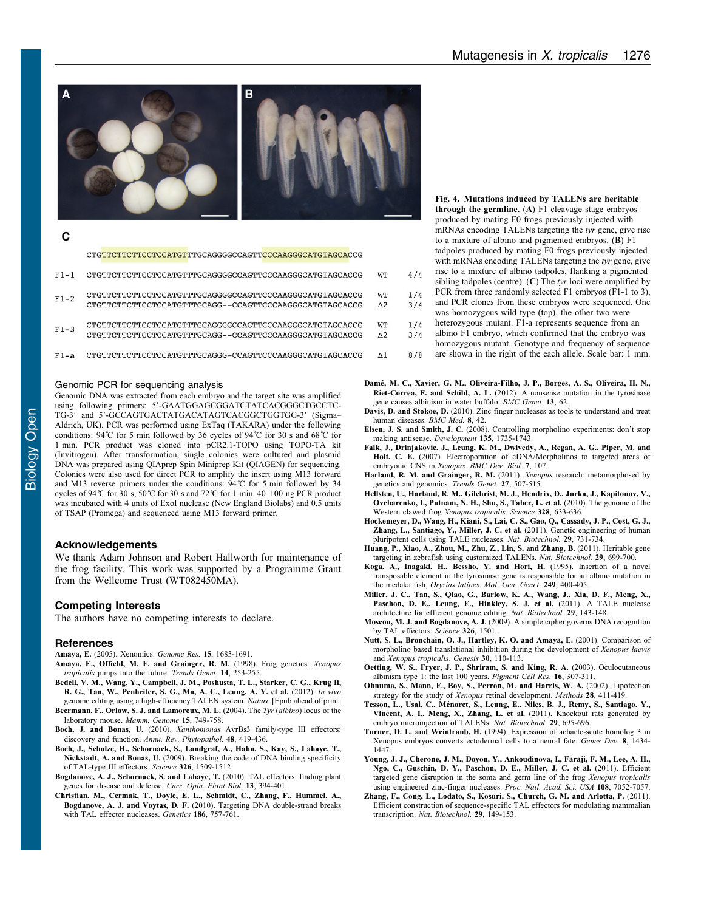C

CTGTTCTTCTTCCTCCATGTTTGCAGGGGCCAGTTCCCAAGGGCATGTAGCACCG

| | | | |
|---|---|---|---|
| F1-1 | CTGTTCTTCTTCCTCCATGTTTGCAGGGGCCAGTTCCCAAGGGCATGTAGCACCG | WT | 4/4 |
| F1-2 | CTGTTCTTCTTCCTCCATGTTTGCAGGGGCCAGTTCCCAAGGGCATGTAGCACCG | WT | 1/4 |
| | CTGTTCTTCTTCCTCCATGTTTGCAGG--CCAGTTCCCAAGGGCATGTAGCACCG | Δ2 | 3/4 |
| F1-3 | CTGTTCTTCTTCCTCCATGTTTGCAGGGGCCAGTTCCCAAGGGCATGTAGCACCG | WT | 1/4 |
| | CTGTTCTTCTTCCTCCATGTTTGCAGG--CCAGTTCCCAAGGGCATGTAGCACCG | Δ2 | 3/4 |
| F1-a | CTGTTCTTCTTCCTCCATGTTTGCAGGG-CCAGTTCCCAAGGGCATGTAGCACCG | Δ1 | 8/8 |

**Fig. 4. Mutations induced by TALENs are heritable through the germline.** (**A**) F1 cleavage stage embryos produced by mating F0 frogs previously injected with mRNAs encoding TALENs targeting the *tyr* gene, give rise to a mixture of albino and pigmented embryos. (**B**) F1 tadpoles produced by mating F0 frogs previously injected with mRNAs encoding TALENs targeting the *tyr* gene, give rise to a mixture of albino tadpoles, flanking a pigmented sibling tadpoles (centre). (**C**) The *tyr* loci were amplified by PCR from three randomly selected F1 embryos (F1-1 to 3), and PCR clones from these embryos were sequenced. One was homozygous wild type (top), the other two were heterozygous mutant. F1-a represents sequence from an albino F1 embryo, which confirmed that the embryo was homozygous mutant. Genotype and frequency of sequence are shown in the right of the each allele. Scale bar: 1 mm.

### Genomic PCR for sequencing analysis

Genomic DNA was extracted from each embryo and the target site was amplified using following primers: 5′-GAATGGAGCGGATCTATCACGGGCTGCCTC-TG-3′ and 5′-GCCAGTGACTATGACATAGTCACGGCTGGTGG-3′ (Sigma–Aldrich, UK). PCR was performed using ExTaq (TAKARA) under the following conditions: 94℃ for 5 min followed by 36 cycles of 94℃ for 30 s and 68℃ for 1 min. PCR product was cloned into pCR2.1-TOPO using TOPO-TA kit (Invitrogen). After transformation, single colonies were cultured and plasmid DNA was prepared using QIAprep Spin Miniprep Kit (QIAGEN) for sequencing. Colonies were also used for direct PCR to amplify the insert using M13 forward and M13 reverse primers under the conditions: 94℃ for 5 min followed by 34 cycles of 94℃ for 30 s, 50℃ for 30 s and 72℃ for 1 min. 40–100 ng PCR product was incubated with 4 units of ExoI nuclease (New England Biolabs) and 0.5 units of TSAP (Promega) and sequenced using M13 forward primer.

## Acknowledgements

We thank Adam Johnson and Robert Hallworth for maintenance of the frog facility. This work was supported by a Programme Grant from the Wellcome Trust (WT082450MA).

## Competing Interests

The authors have no competing interests to declare.

## References

**Amaya, E.** (2005). Xenomics. *Genome Res.* **15**, 1683-1691.

**Amaya, E., Offield, M. F. and Grainger, R. M.** (1998). Frog genetics: *Xenopus tropicalis* jumps into the future. *Trends Genet.* **14**, 253-255.

**Bedell, V. M., Wang, Y., Campbell, J. M., Poshusta, T. L., Starker, C. G., Krug Ii, R. G., Tan, W., Penheiter, S. G., Ma, A. C., Leung, A. Y. et al.** (2012). *In vivo* genome editing using a high-efficiency TALEN system. *Nature* [Epub ahead of print]

**Beermann, F., Orlow, S. J. and Lamoreux, M. L.** (2004). The *Tyr* (*albino*) locus of the laboratory mouse. *Mamm. Genome* **15**, 749-758.

**Boch, J. and Bonas, U.** (2010). *Xanthomonas* AvrBs3 family-type III effectors: discovery and function. *Annu. Rev. Phytopathol.* **48**, 419-436.

**Boch, J., Scholze, H., Schornack, S., Landgraf, A., Hahn, S., Kay, S., Lahaye, T., Nickstadt, A. and Bonas, U.** (2009). Breaking the code of DNA binding specificity of TAL-type III effectors. *Science* **326**, 1509-1512.

**Bogdanove, A. J., Schornack, S. and Lahaye, T.** (2010). TAL effectors: finding plant genes for disease and defense. *Curr. Opin. Plant Biol.* **13**, 394-401.

**Christian, M., Cermak, T., Doyle, E. L., Schmidt, C., Zhang, F., Hummel, A., Bogdanove, A. J. and Voytas, D. F.** (2010). Targeting DNA double-strand breaks with TAL effector nucleases. *Genetics* **186**, 757-761.

**Damé, M. C., Xavier, G. M., Oliveira-Filho, J. P., Borges, A. S., Oliveira, H. N., Riet-Correa, F. and Schild, A. L.** (2012). A nonsense mutation in the tyrosinase gene causes albinism in water buffalo. *BMC Genet.* **13**, 62.

**Davis, D. and Stokoe, D.** (2010). Zinc finger nucleases as tools to understand and treat human diseases. *BMC Med.* **8**, 42.

**Eisen, J. S. and Smith, J. C.** (2008). Controlling morpholino experiments: don't stop making antisense. *Development* **135**, 1735-1743.

**Falk, J., Drinjakovic, J., Leung, K. M., Dwivedy, A., Regan, A. G., Piper, M. and Holt, C. E.** (2007). Electroporation of cDNA/Morpholinos to targeted areas of embryonic CNS in *Xenopus*. *BMC Dev. Biol.* **7**, 107.

**Harland, R. M. and Grainger, R. M.** (2011). *Xenopus* research: metamorphosed by genetics and genomics. *Trends Genet.* **27**, 507-515.

**Hellsten, U., Harland, R. M., Gilchrist, M. J., Hendrix, D., Jurka, J., Kapitonov, V., Ovcharenko, I., Putnam, N. H., Shu, S., Taher, L. et al.** (2010). The genome of the Western clawed frog *Xenopus tropicalis*. *Science* **328**, 633-636.

**Hockemeyer, D., Wang, H., Kiani, S., Lai, C. S., Gao, Q., Cassady, J. P., Cost, G. J., Zhang, L., Santiago, Y., Miller, J. C. et al.** (2011). Genetic engineering of human pluripotent cells using TALE nucleases. *Nat. Biotechnol.* **29**, 731-734.

**Huang, P., Xiao, A., Zhou, M., Zhu, Z., Lin, S. and Zhang, B.** (2011). Heritable gene targeting in zebrafish using customized TALENs. *Nat. Biotechnol.* **29**, 699-700.

**Koga, A., Inagaki, H., Bessho, Y. and Hori, H.** (1995). Insertion of a novel transposable element in the tyrosinase gene is responsible for an albino mutation in the medaka fish, *Oryzias latipes*. *Mol. Gen. Genet.* **249**, 400-405.

**Miller, J. C., Tan, S., Qiao, G., Barlow, K. A., Wang, J., Xia, D. F., Meng, X., Paschon, D. E., Leung, E., Hinkley, S. J. et al.** (2011). A TALE nuclease architecture for efficient genome editing. *Nat. Biotechnol.* **29**, 143-148.

**Moscou, M. J. and Bogdanove, A. J.** (2009). A simple cipher governs DNA recognition by TAL effectors. *Science* **326**, 1501.

**Nutt, S. L., Bronchain, O. J., Hartley, K. O. and Amaya, E.** (2001). Comparison of morpholino based translational inhibition during the development of *Xenopus laevis* and *Xenopus tropicalis*. *Genesis* **30**, 110-113.

**Oetting, W. S., Fryer, J. P., Shriram, S. and King, R. A.** (2003). Oculocutaneous albinism type 1: the last 100 years. *Pigment Cell Res.* **16**, 307-311.

**Ohnuma, S., Mann, F., Boy, S., Perron, M. and Harris, W. A.** (2002). Lipofection strategy for the study of *Xenopus* retinal development. *Methods* **28**, 411-419.

**Tesson, L., Usal, C., Ménoret, S., Leung, E., Niles, B. J., Remy, S., Santiago, Y., Vincent, A. I., Meng, X., Zhang, L. et al.** (2011). Knockout rats generated by embryo microinjection of TALENs. *Nat. Biotechnol.* **29**, 695-696.

**Turner, D. L. and Weintraub, H.** (1994). Expression of achaete-scute homolog 3 in Xenopus embryos converts ectodermal cells to a neural fate. *Genes Dev.* **8**, 1434-1447.

**Young, J. J., Cherone, J. M., Doyon, Y., Ankoudinova, I., Faraji, F. M., Lee, A. H., Ngo, C., Guschin, D. Y., Paschon, D. E., Miller, J. C. et al.** (2011). Efficient targeted gene disruption in the soma and germ line of the frog *Xenopus tropicalis* using engineered zinc-finger nucleases. *Proc. Natl. Acad. Sci. USA* **108**, 7052-7057.

**Zhang, F., Cong, L., Lodato, S., Kosuri, S., Church, G. M. and Arlotta, P.** (2011). Efficient construction of sequence-specific TAL effectors for modulating mammalian transcription. *Nat. Biotechnol.* **29**, 149-153.